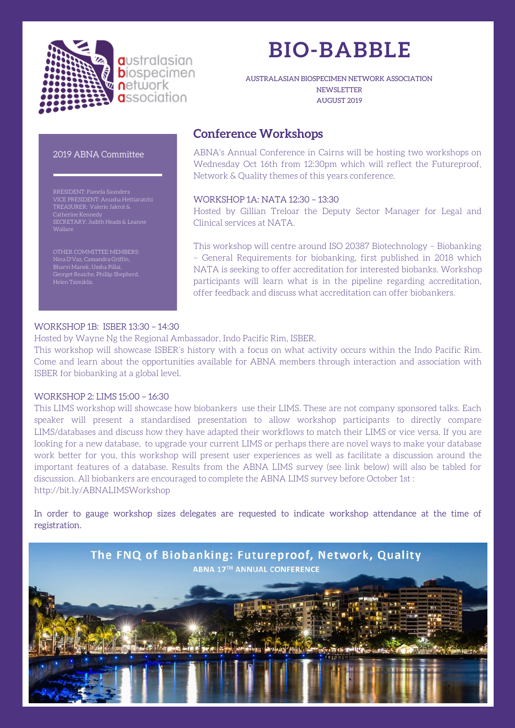# BIO-BABBLE

AUSTRALASIAN BIOSPECIMEN NETWORK ASSOCIATION
NEWSLETTER
AUGUST 2019

## 2019 ABNA Committee

RRESIDENT: Pamela Saunders
VICE PRESIDENT: Anusha Hettiaratchi
TREASURER: Valerie Jakrot & Catherine Kennedy
SECRETARY: Judith Heads & Leanne Wallace

OTHER COMMITTEE MEMBERS:
Nina D'Vaz, Cassandra Griffin, Bharvi Manek, Ussha Pillai, Georget Reaiche, Phillip Shepherd, Helen Tsimiklis.

## Conference Workshops

ABNA's Annual Conference in Cairns will be hosting two workshops on Wednesday Oct 16th from 12:30pm which will reflect the Futureproof, Network & Quality themes of this years conference.

WORKSHOP 1A: NATA 12:30 – 13:30
Hosted by Gillian Treloar the Deputy Sector Manager for Legal and Clinical services at NATA.

This workshop will centre around ISO 20387 Biotechnology – Biobanking – General Requirements for biobanking, first published in 2018 which NATA is seeking to offer accreditation for interested biobanks. Workshop participants will learn what is in the pipeline regarding accreditation, offer feedback and discuss what accreditation can offer biobankers.

WORKSHOP 1B: ISBER 13:30 – 14:30
Hosted by Wayne Ng the Regional Ambassador, Indo Pacific Rim, ISBER.
This workshop will showcase ISBER's history with a focus on what activity occurs within the Indo Pacific Rim. Come and learn about the opportunities available for ABNA members through interaction and association with ISBER for biobanking at a global level.

WORKSHOP 2: LIMS 15:00 – 16:30
This LIMS workshop will showcase how biobankers use their LIMS. These are not company sponsored talks. Each speaker will present a standardised presentation to allow workshop participants to directly compare LIMS/databases and discuss how they have adapted their workflows to match their LIMS or vice versa. If you are looking for a new database, to upgrade your current LIMS or perhaps there are novel ways to make your database work better for you, this workshop will present user experiences as well as facilitate a discussion around the important features of a database. Results from the ABNA LIMS survey (see link below) will also be tabled for discussion. All biobankers are encouraged to complete the ABNA LIMS survey before October 1st :
http://bit.ly/ABNALIMSWorkshop

In order to gauge workshop sizes delegates are requested to indicate workshop attendance at the time of registration.

The FNQ of Biobanking: Futureproof, Network, Quality
ABNA 17TH ANNUAL CONFERENCE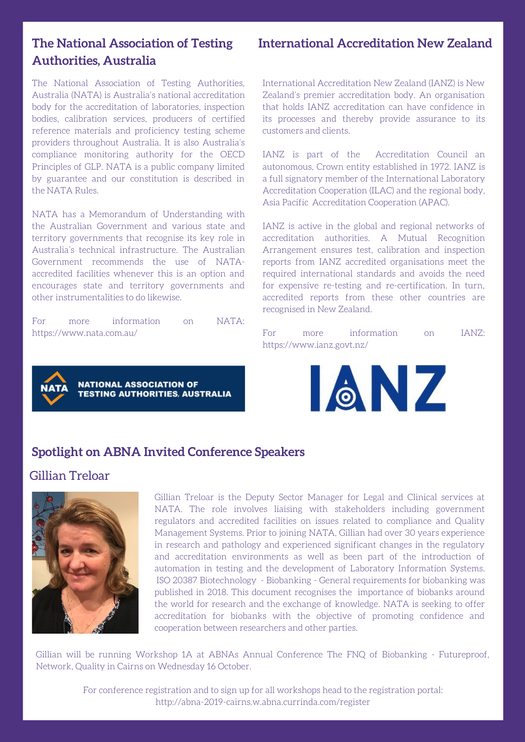## The National Association of Testing Authorities, Australia

The National Association of Testing Authorities, Australia (NATA) is Australia's national accreditation body for the accreditation of laboratories, inspection bodies, calibration services, producers of certified reference materials and proficiency testing scheme providers throughout Australia. It is also Australia's compliance monitoring authority for the OECD Principles of GLP. NATA is a public company limited by guarantee and our constitution is described in the NATA Rules.

NATA has a Memorandum of Understanding with the Australian Government and various state and territory governments that recognise its key role in Australia's technical infrastructure. The Australian Government recommends the use of NATA-accredited facilities whenever this is an option and encourages state and territory governments and other instrumentalities to do likewise.

For more information on NATA: https://www.nata.com.au/

NATA NATIONAL ASSOCIATION OF TESTING AUTHORITIES, AUSTRALIA

## International Accreditation New Zealand

International Accreditation New Zealand (IANZ) is New Zealand's premier accreditation body. An organisation that holds IANZ accreditation can have confidence in its processes and thereby provide assurance to its customers and clients.

IANZ is part of the Accreditation Council an autonomous, Crown entity established in 1972. IANZ is a full signatory member of the International Laboratory Accreditation Cooperation (ILAC) and the regional body, Asia Pacific Accreditation Cooperation (APAC).

IANZ is active in the global and regional networks of accreditation authorities. A Mutual Recognition Arrangement ensures test, calibration and inspection reports from IANZ accredited organisations meet the required international standards and avoids the need for expensive re-testing and re-certification. In turn, accredited reports from these other countries are recognised in New Zealand.

For more information on IANZ: https://www.ianz.govt.nz/

IANZ

## Spotlight on ABNA Invited Conference Speakers

### Gillian Treloar

Gillian Treloar is the Deputy Sector Manager for Legal and Clinical services at NATA. The role involves liaising with stakeholders including government regulators and accredited facilities on issues related to compliance and Quality Management Systems. Prior to joining NATA, Gillian had over 30 years experience in research and pathology and experienced significant changes in the regulatory and accreditation environments as well as been part of the introduction of automation in testing and the development of Laboratory Information Systems. ISO 20387 Biotechnology - Biobanking - General requirements for biobanking was published in 2018. This document recognises the importance of biobanks around the world for research and the exchange of knowledge. NATA is seeking to offer accreditation for biobanks with the objective of promoting confidence and cooperation between researchers and other parties.

Gillian will be running Workshop 1A at ABNAs Annual Conference The FNQ of Biobanking - Futureproof, Network, Quality in Cairns on Wednesday 16 October.

For conference registration and to sign up for all workshops head to the registration portal: http://abna-2019-cairns.w.abna.currinda.com/register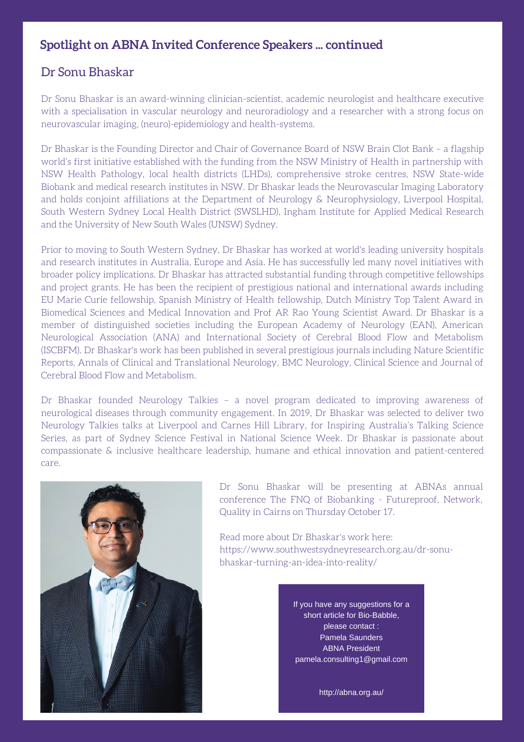## Spotlight on ABNA Invited Conference Speakers ... continued

### Dr Sonu Bhaskar

Dr Sonu Bhaskar is an award-winning clinician-scientist, academic neurologist and healthcare executive with a specialisation in vascular neurology and neuroradiology and a researcher with a strong focus on neurovascular imaging, (neuro)-epidemiology and health-systems.

Dr Bhaskar is the Founding Director and Chair of Governance Board of NSW Brain Clot Bank – a flagship world's first initiative established with the funding from the NSW Ministry of Health in partnership with NSW Health Pathology, local health districts (LHDs), comprehensive stroke centres, NSW State-wide Biobank and medical research institutes in NSW. Dr Bhaskar leads the Neurovascular Imaging Laboratory and holds conjoint affiliations at the Department of Neurology & Neurophysiology, Liverpool Hospital, South Western Sydney Local Health District (SWSLHD), Ingham Institute for Applied Medical Research and the University of New South Wales (UNSW) Sydney.

Prior to moving to South Western Sydney, Dr Bhaskar has worked at world's leading university hospitals and research institutes in Australia, Europe and Asia. He has successfully led many novel initiatives with broader policy implications. Dr Bhaskar has attracted substantial funding through competitive fellowships and project grants. He has been the recipient of prestigious national and international awards including EU Marie Curie fellowship, Spanish Ministry of Health fellowship, Dutch Ministry Top Talent Award in Biomedical Sciences and Medical Innovation and Prof AR Rao Young Scientist Award. Dr Bhaskar is a member of distinguished societies including the European Academy of Neurology (EAN), American Neurological Association (ANA) and International Society of Cerebral Blood Flow and Metabolism (ISCBFM). Dr Bhaskar's work has been published in several prestigious journals including Nature Scientific Reports, Annals of Clinical and Translational Neurology, BMC Neurology, Clinical Science and Journal of Cerebral Blood Flow and Metabolism.

Dr Bhaskar founded Neurology Talkies – a novel program dedicated to improving awareness of neurological diseases through community engagement. In 2019, Dr Bhaskar was selected to deliver two Neurology Talkies talks at Liverpool and Carnes Hill Library, for Inspiring Australia's Talking Science Series, as part of Sydney Science Festival in National Science Week. Dr Bhaskar is passionate about compassionate & inclusive healthcare leadership, humane and ethical innovation and patient-centered care.

Dr Sonu Bhaskar will be presenting at ABNAs annual conference The FNQ of Biobanking - Futureproof, Network, Quality in Cairns on Thursday October 17.

Read more about Dr Bhaskar's work here: https://www.southwestsydneyresearch.org.au/dr-sonu-bhaskar-turning-an-idea-into-reality/

If you have any suggestions for a short article for Bio-Babble, please contact :
Pamela Saunders
ABNA President
pamela.consulting1@gmail.com

http://abna.org.au/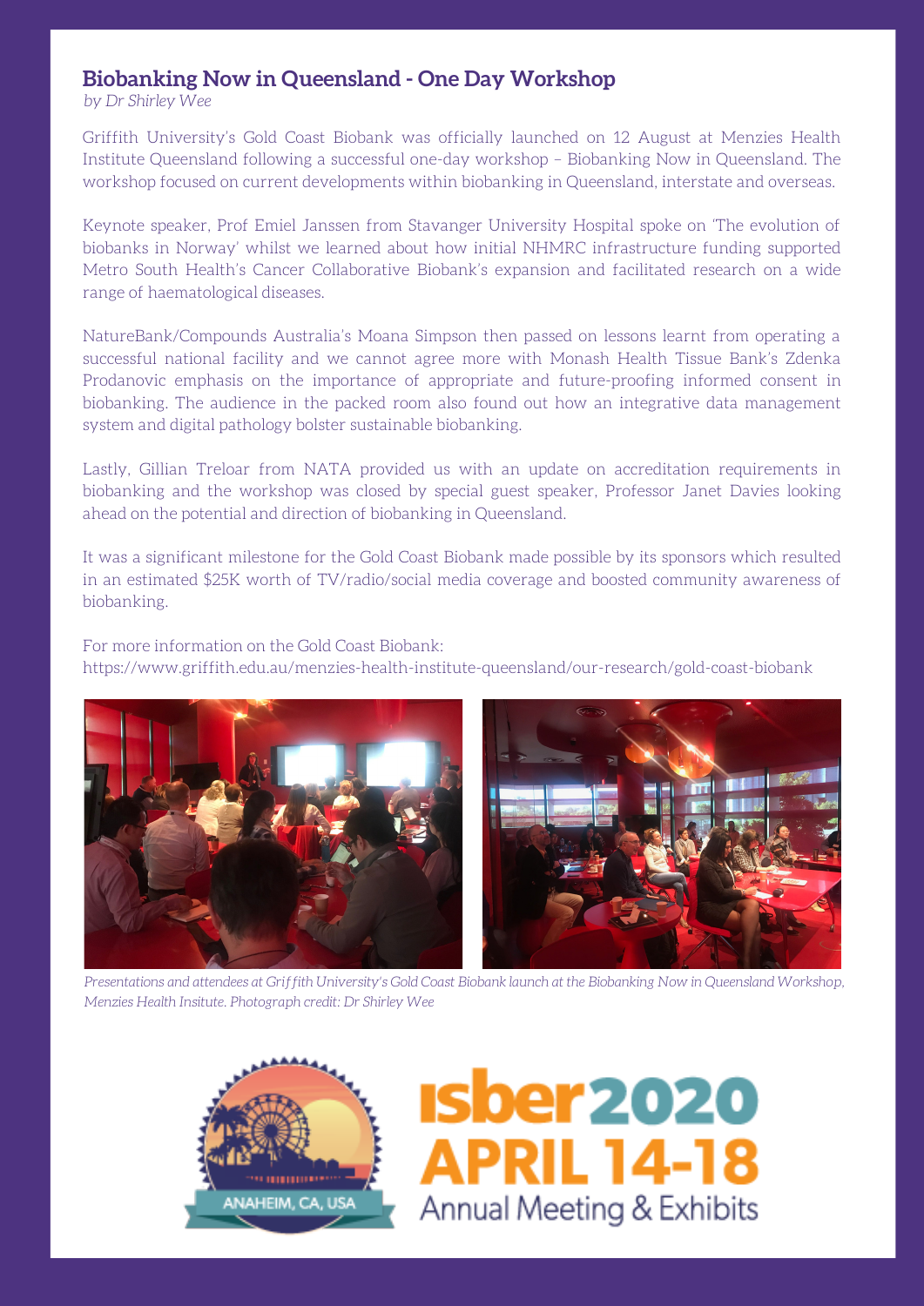## Biobanking Now in Queensland - One Day Workshop

*by Dr Shirley Wee*

Griffith University's Gold Coast Biobank was officially launched on 12 August at Menzies Health Institute Queensland following a successful one-day workshop – Biobanking Now in Queensland. The workshop focused on current developments within biobanking in Queensland, interstate and overseas.

Keynote speaker, Prof Emiel Janssen from Stavanger University Hospital spoke on 'The evolution of biobanks in Norway' whilst we learned about how initial NHMRC infrastructure funding supported Metro South Health's Cancer Collaborative Biobank's expansion and facilitated research on a wide range of haematological diseases.

NatureBank/Compounds Australia's Moana Simpson then passed on lessons learnt from operating a successful national facility and we cannot agree more with Monash Health Tissue Bank's Zdenka Prodanovic emphasis on the importance of appropriate and future-proofing informed consent in biobanking. The audience in the packed room also found out how an integrative data management system and digital pathology bolster sustainable biobanking.

Lastly, Gillian Treloar from NATA provided us with an update on accreditation requirements in biobanking and the workshop was closed by special guest speaker, Professor Janet Davies looking ahead on the potential and direction of biobanking in Queensland.

It was a significant milestone for the Gold Coast Biobank made possible by its sponsors which resulted in an estimated $25K worth of TV/radio/social media coverage and boosted community awareness of biobanking.

For more information on the Gold Coast Biobank:
https://www.griffith.edu.au/menzies-health-institute-queensland/our-research/gold-coast-biobank

*Presentations and attendees at Griffith University's Gold Coast Biobank launch at the Biobanking Now in Queensland Workshop, Menzies Health Insitute. Photograph credit: Dr Shirley Wee*

ANAHEIM, CA, USA

isber 2020
APRIL 14-18
Annual Meeting & Exhibits